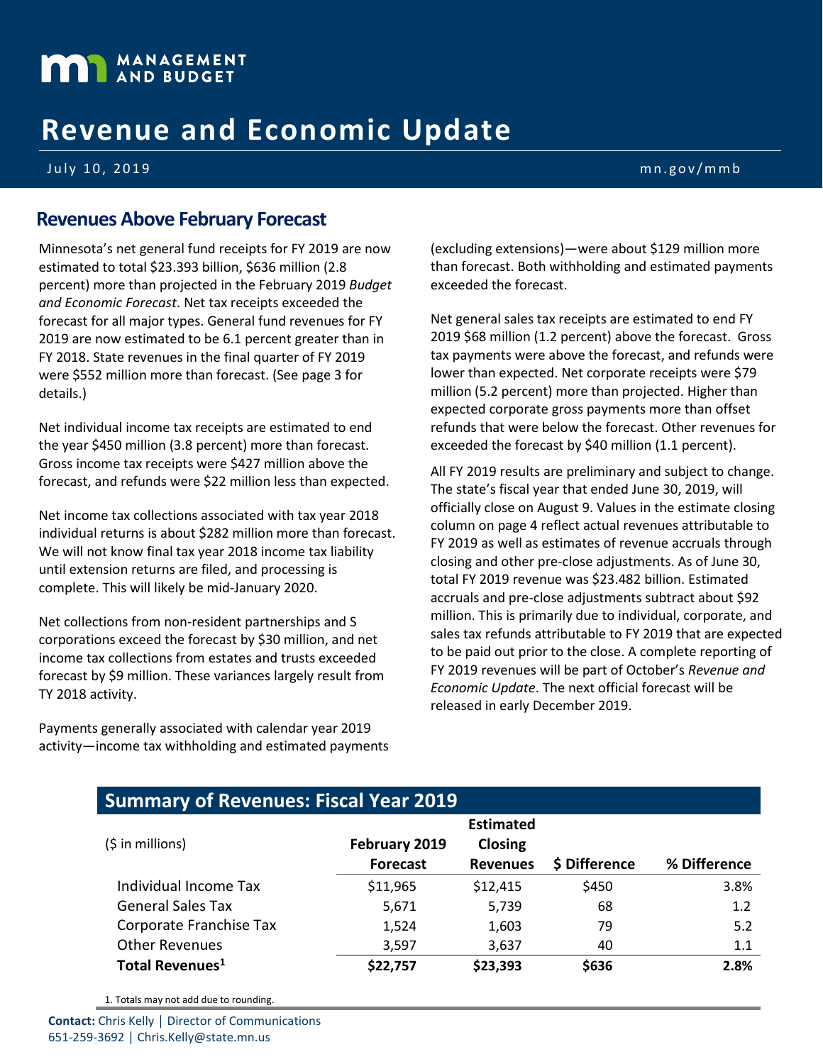MANAGEMENT AND BUDGET

# Revenue and Economic Update

July 10, 2019

mn.gov/mmb

## Revenues Above February Forecast

Minnesota's net general fund receipts for FY 2019 are now estimated to total $23.393 billion, $636 million (2.8 percent) more than projected in the February 2019 *Budget and Economic Forecast*. Net tax receipts exceeded the forecast for all major types. General fund revenues for FY 2019 are now estimated to be 6.1 percent greater than in FY 2018. State revenues in the final quarter of FY 2019 were $552 million more than forecast. (See page 3 for details.)

Net individual income tax receipts are estimated to end the year $450 million (3.8 percent) more than forecast. Gross income tax receipts were $427 million above the forecast, and refunds were $22 million less than expected.

Net income tax collections associated with tax year 2018 individual returns is about $282 million more than forecast. We will not know final tax year 2018 income tax liability until extension returns are filed, and processing is complete. This will likely be mid-January 2020.

Net collections from non-resident partnerships and S corporations exceed the forecast by $30 million, and net income tax collections from estates and trusts exceeded forecast by $9 million. These variances largely result from TY 2018 activity.

Payments generally associated with calendar year 2019 activity—income tax withholding and estimated payments (excluding extensions)—were about $129 million more than forecast. Both withholding and estimated payments exceeded the forecast.

Net general sales tax receipts are estimated to end FY 2019 $68 million (1.2 percent) above the forecast. Gross tax payments were above the forecast, and refunds were lower than expected. Net corporate receipts were $79 million (5.2 percent) more than projected. Higher than expected corporate gross payments more than offset refunds that were below the forecast. Other revenues for exceeded the forecast by $40 million (1.1 percent).

All FY 2019 results are preliminary and subject to change. The state's fiscal year that ended June 30, 2019, will officially close on August 9. Values in the estimate closing column on page 4 reflect actual revenues attributable to FY 2019 as well as estimates of revenue accruals through closing and other pre-close adjustments. As of June 30, total FY 2019 revenue was $23.482 billion. Estimated accruals and pre-close adjustments subtract about $92 million. This is primarily due to individual, corporate, and sales tax refunds attributable to FY 2019 that are expected to be paid out prior to the close. A complete reporting of FY 2019 revenues will be part of October's *Revenue and Economic Update*. The next official forecast will be released in early December 2019.

## Summary of Revenues: Fiscal Year 2019

| ($ in millions) | February 2019 Forecast | Estimated Closing Revenues | $ Difference | % Difference |
|---|---|---|---|---|
| Individual Income Tax | $11,965 | $12,415 | $450 | 3.8% |
| General Sales Tax | 5,671 | 5,739 | 68 | 1.2 |
| Corporate Franchise Tax | 1,524 | 1,603 | 79 | 5.2 |
| Other Revenues | 3,597 | 3,637 | 40 | 1.1 |
| **Total Revenues[1]** | **$22,757** | **$23,393** | **$636** | **2.8%** |

1. Totals may not add due to rounding.

**Contact:** Chris Kelly | Director of Communications
651-259-3692 | Chris.Kelly@state.mn.us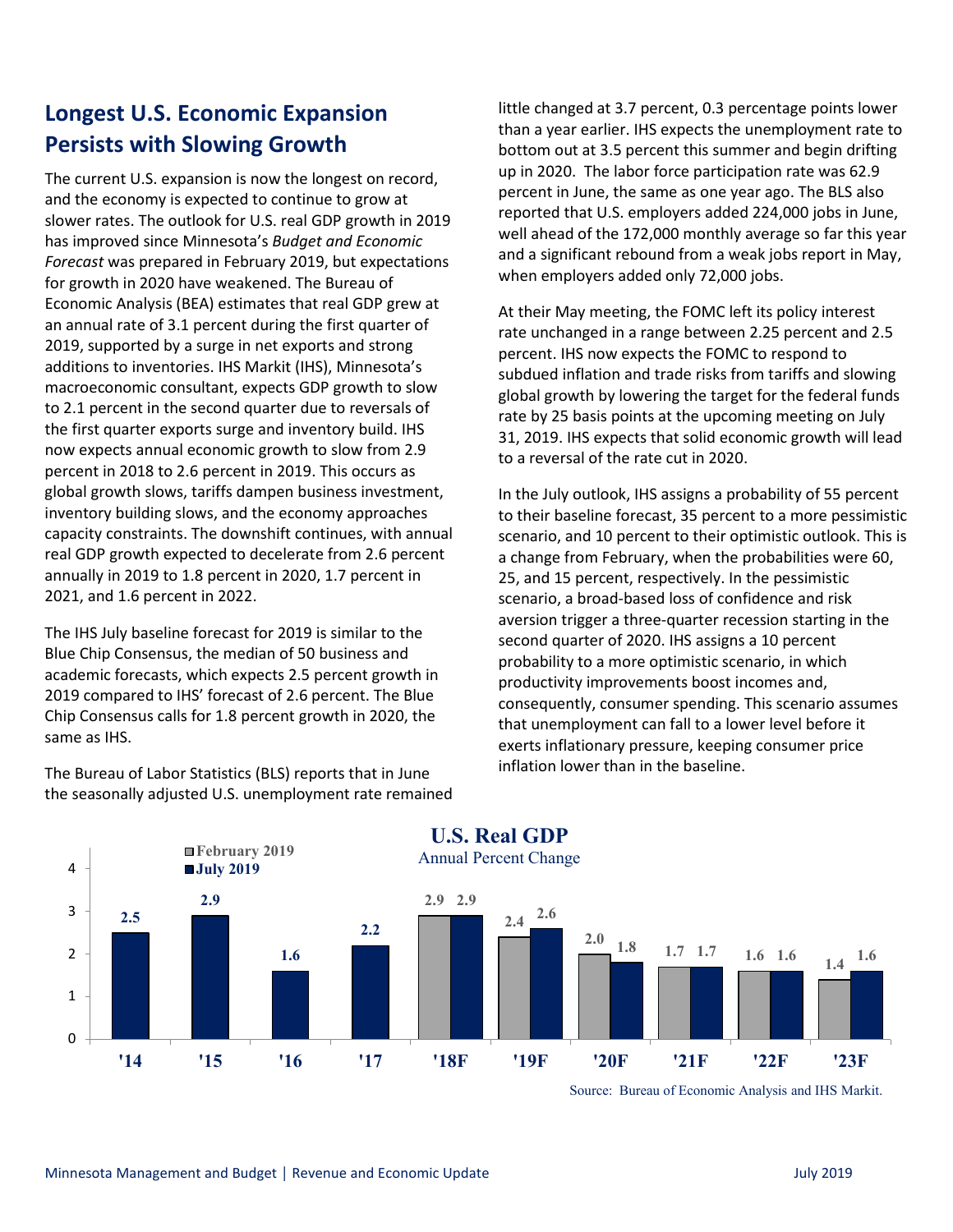## Longest U.S. Economic Expansion Persists with Slowing Growth

The current U.S. expansion is now the longest on record, and the economy is expected to continue to grow at slower rates. The outlook for U.S. real GDP growth in 2019 has improved since Minnesota's *Budget and Economic Forecast* was prepared in February 2019, but expectations for growth in 2020 have weakened. The Bureau of Economic Analysis (BEA) estimates that real GDP grew at an annual rate of 3.1 percent during the first quarter of 2019, supported by a surge in net exports and strong additions to inventories. IHS Markit (IHS), Minnesota's macroeconomic consultant, expects GDP growth to slow to 2.1 percent in the second quarter due to reversals of the first quarter exports surge and inventory build. IHS now expects annual economic growth to slow from 2.9 percent in 2018 to 2.6 percent in 2019. This occurs as global growth slows, tariffs dampen business investment, inventory building slows, and the economy approaches capacity constraints. The downshift continues, with annual real GDP growth expected to decelerate from 2.6 percent annually in 2019 to 1.8 percent in 2020, 1.7 percent in 2021, and 1.6 percent in 2022.

The IHS July baseline forecast for 2019 is similar to the Blue Chip Consensus, the median of 50 business and academic forecasts, which expects 2.5 percent growth in 2019 compared to IHS' forecast of 2.6 percent. The Blue Chip Consensus calls for 1.8 percent growth in 2020, the same as IHS.

The Bureau of Labor Statistics (BLS) reports that in June the seasonally adjusted U.S. unemployment rate remained little changed at 3.7 percent, 0.3 percentage points lower than a year earlier. IHS expects the unemployment rate to bottom out at 3.5 percent this summer and begin drifting up in 2020. The labor force participation rate was 62.9 percent in June, the same as one year ago. The BLS also reported that U.S. employers added 224,000 jobs in June, well ahead of the 172,000 monthly average so far this year and a significant rebound from a weak jobs report in May, when employers added only 72,000 jobs.

At their May meeting, the FOMC left its policy interest rate unchanged in a range between 2.25 percent and 2.5 percent. IHS now expects the FOMC to respond to subdued inflation and trade risks from tariffs and slowing global growth by lowering the target for the federal funds rate by 25 basis points at the upcoming meeting on July 31, 2019. IHS expects that solid economic growth will lead to a reversal of the rate cut in 2020.

In the July outlook, IHS assigns a probability of 55 percent to their baseline forecast, 35 percent to a more pessimistic scenario, and 10 percent to their optimistic outlook. This is a change from February, when the probabilities were 60, 25, and 15 percent, respectively. In the pessimistic scenario, a broad-based loss of confidence and risk aversion trigger a three-quarter recession starting in the second quarter of 2020. IHS assigns a 10 percent probability to a more optimistic scenario, in which productivity improvements boost incomes and, consequently, consumer spending. This scenario assumes that unemployment can fall to a lower level before it exerts inflationary pressure, keeping consumer price inflation lower than in the baseline.

**U.S. Real GDP**
Annual Percent Change

| Year | February 2019 | July 2019 |
|---|---|---|
| '14 | | 2.5 |
| '15 | | 2.9 |
| '16 | | 1.6 |
| '17 | | 2.2 |
| '18F | 2.9 | 2.9 |
| '19F | 2.4 | 2.6 |
| '20F | 2.0 | 1.8 |
| '21F | 1.7 | 1.7 |
| '22F | 1.6 | 1.6 |
| '23F | 1.4 | 1.6 |

Source: Bureau of Economic Analysis and IHS Markit.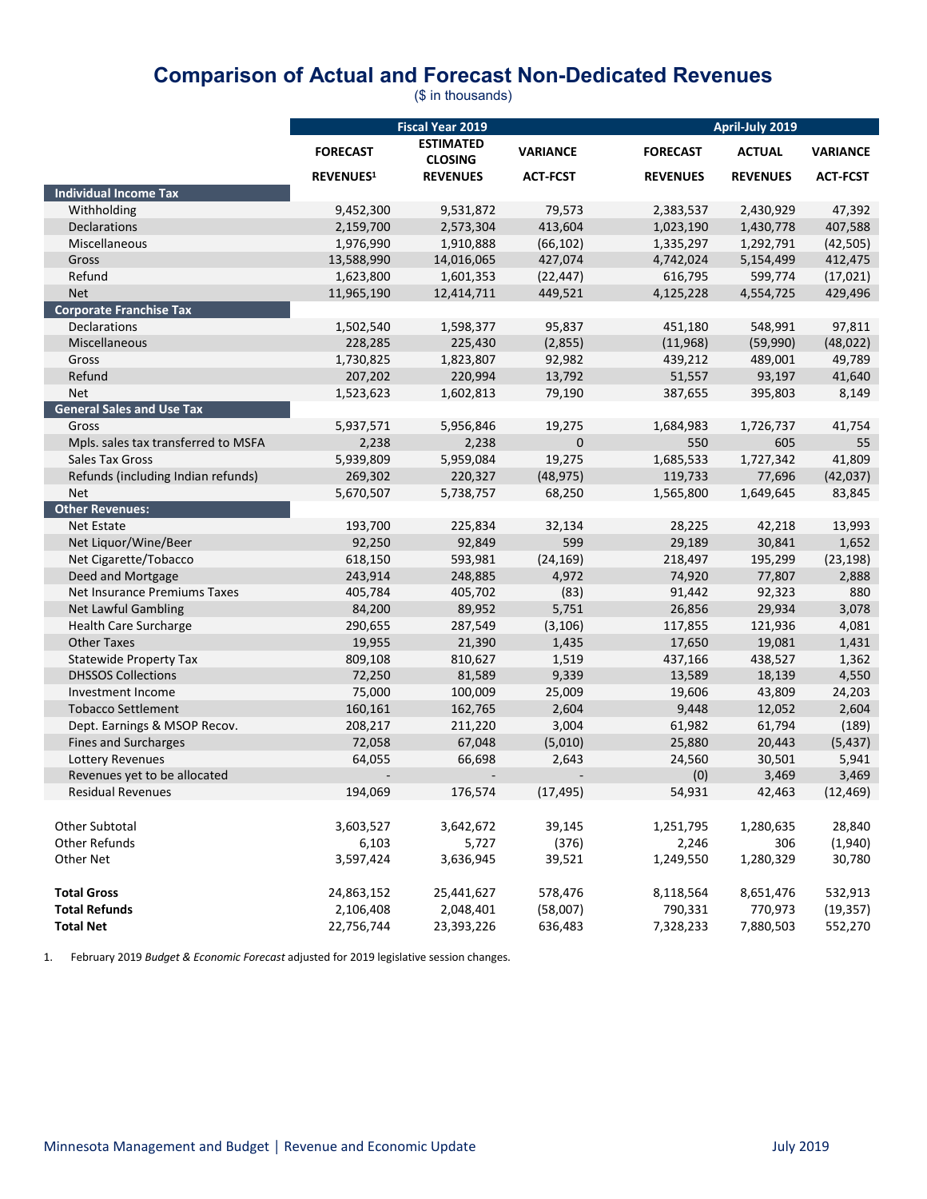# Comparison of Actual and Forecast Non-Dedicated Revenues

($ in thousands)

| | Fiscal Year 2019 | | | April-July 2019 | | |
|---|---|---|---|---|---|---|
| | FORECAST REVENUES[1] | ESTIMATED CLOSING REVENUES | VARIANCE ACT-FCST | FORECAST REVENUES | ACTUAL REVENUES | VARIANCE ACT-FCST |
| **Individual Income Tax** | | | | | | |
| Withholding | 9,452,300 | 9,531,872 | 79,573 | 2,383,537 | 2,430,929 | 47,392 |
| Declarations | 2,159,700 | 2,573,304 | 413,604 | 1,023,190 | 1,430,778 | 407,588 |
| Miscellaneous | 1,976,990 | 1,910,888 | (66,102) | 1,335,297 | 1,292,791 | (42,505) |
| Gross | 13,588,990 | 14,016,065 | 427,074 | 4,742,024 | 5,154,499 | 412,475 |
| Refund | 1,623,800 | 1,601,353 | (22,447) | 616,795 | 599,774 | (17,021) |
| Net | 11,965,190 | 12,414,711 | 449,521 | 4,125,228 | 4,554,725 | 429,496 |
| **Corporate Franchise Tax** | | | | | | |
| Declarations | 1,502,540 | 1,598,377 | 95,837 | 451,180 | 548,991 | 97,811 |
| Miscellaneous | 228,285 | 225,430 | (2,855) | (11,968) | (59,990) | (48,022) |
| Gross | 1,730,825 | 1,823,807 | 92,982 | 439,212 | 489,001 | 49,789 |
| Refund | 207,202 | 220,994 | 13,792 | 51,557 | 93,197 | 41,640 |
| Net | 1,523,623 | 1,602,813 | 79,190 | 387,655 | 395,803 | 8,149 |
| **General Sales and Use Tax** | | | | | | |
| Gross | 5,937,571 | 5,956,846 | 19,275 | 1,684,983 | 1,726,737 | 41,754 |
| Mpls. sales tax transferred to MSFA | 2,238 | 2,238 | 0 | 550 | 605 | 55 |
| Sales Tax Gross | 5,939,809 | 5,959,084 | 19,275 | 1,685,533 | 1,727,342 | 41,809 |
| Refunds (including Indian refunds) | 269,302 | 220,327 | (48,975) | 119,733 | 77,696 | (42,037) |
| Net | 5,670,507 | 5,738,757 | 68,250 | 1,565,800 | 1,649,645 | 83,845 |
| **Other Revenues:** | | | | | | |
| Net Estate | 193,700 | 225,834 | 32,134 | 28,225 | 42,218 | 13,993 |
| Net Liquor/Wine/Beer | 92,250 | 92,849 | 599 | 29,189 | 30,841 | 1,652 |
| Net Cigarette/Tobacco | 618,150 | 593,981 | (24,169) | 218,497 | 195,299 | (23,198) |
| Deed and Mortgage | 243,914 | 248,885 | 4,972 | 74,920 | 77,807 | 2,888 |
| Net Insurance Premiums Taxes | 405,784 | 405,702 | (83) | 91,442 | 92,323 | 880 |
| Net Lawful Gambling | 84,200 | 89,952 | 5,751 | 26,856 | 29,934 | 3,078 |
| Health Care Surcharge | 290,655 | 287,549 | (3,106) | 117,855 | 121,936 | 4,081 |
| Other Taxes | 19,955 | 21,390 | 1,435 | 17,650 | 19,081 | 1,431 |
| Statewide Property Tax | 809,108 | 810,627 | 1,519 | 437,166 | 438,527 | 1,362 |
| DHSSOS Collections | 72,250 | 81,589 | 9,339 | 13,589 | 18,139 | 4,550 |
| Investment Income | 75,000 | 100,009 | 25,009 | 19,606 | 43,809 | 24,203 |
| Tobacco Settlement | 160,161 | 162,765 | 2,604 | 9,448 | 12,052 | 2,604 |
| Dept. Earnings & MSOP Recov. | 208,217 | 211,220 | 3,004 | 61,982 | 61,794 | (189) |
| Fines and Surcharges | 72,058 | 67,048 | (5,010) | 25,880 | 20,443 | (5,437) |
| Lottery Revenues | 64,055 | 66,698 | 2,643 | 24,560 | 30,501 | 5,941 |
| Revenues yet to be allocated | - | - | - | (0) | 3,469 | 3,469 |
| Residual Revenues | 194,069 | 176,574 | (17,495) | 54,931 | 42,463 | (12,469) |
| | | | | | | |
| Other Subtotal | 3,603,527 | 3,642,672 | 39,145 | 1,251,795 | 1,280,635 | 28,840 |
| Other Refunds | 6,103 | 5,727 | (376) | 2,246 | 306 | (1,940) |
| Other Net | 3,597,424 | 3,636,945 | 39,521 | 1,249,550 | 1,280,329 | 30,780 |
| | | | | | | |
| **Total Gross** | 24,863,152 | 25,441,627 | 578,476 | 8,118,564 | 8,651,476 | 532,913 |
| **Total Refunds** | 2,106,408 | 2,048,401 | (58,007) | 790,331 | 770,973 | (19,357) |
| **Total Net** | 22,756,744 | 23,393,226 | 636,483 | 7,328,233 | 7,880,503 | 552,270 |

1. February 2019 *Budget & Economic Forecast* adjusted for 2019 legislative session changes.